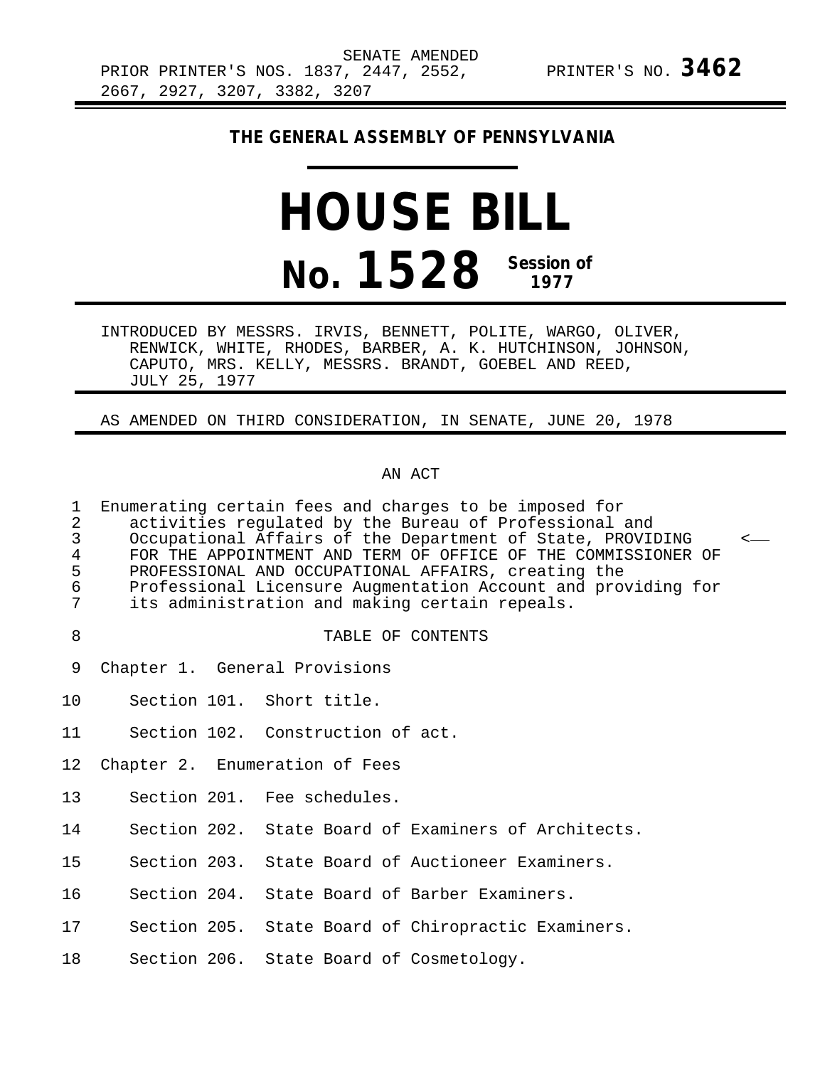SENATE AMENDED

PRIOR PRINTER'S NOS. 1837, 2447, 2552, 2667, 2927, 3207, 3382, 3207

PRINTER'S NO. **3462**

**THE GENERAL ASSEMBLY OF PENNSYLVANIA**

# HOUSE BILL
# No. 1528 Session of 1977

INTRODUCED BY MESSRS. IRVIS, BENNETT, POLITE, WARGO, OLIVER, RENWICK, WHITE, RHODES, BARBER, A. K. HUTCHINSON, JOHNSON, CAPUTO, MRS. KELLY, MESSRS. BRANDT, GOEBEL AND REED, JULY 25, 1977

AS AMENDED ON THIRD CONSIDERATION, IN SENATE, JUNE 20, 1978

AN ACT

1 Enumerating certain fees and charges to be imposed for
2 activities regulated by the Bureau of Professional and
3 Occupational Affairs of the Department of State, PROVIDING <——
4 FOR THE APPOINTMENT AND TERM OF OFFICE OF THE COMMISSIONER OF
5 PROFESSIONAL AND OCCUPATIONAL AFFAIRS, creating the
6 Professional Licensure Augmentation Account and providing for
7 its administration and making certain repeals.

8 TABLE OF CONTENTS

9 Chapter 1. General Provisions

10 Section 101. Short title.

11 Section 102. Construction of act.

12 Chapter 2. Enumeration of Fees

13 Section 201. Fee schedules.

14 Section 202. State Board of Examiners of Architects.

15 Section 203. State Board of Auctioneer Examiners.

16 Section 204. State Board of Barber Examiners.

17 Section 205. State Board of Chiropractic Examiners.

18 Section 206. State Board of Cosmetology.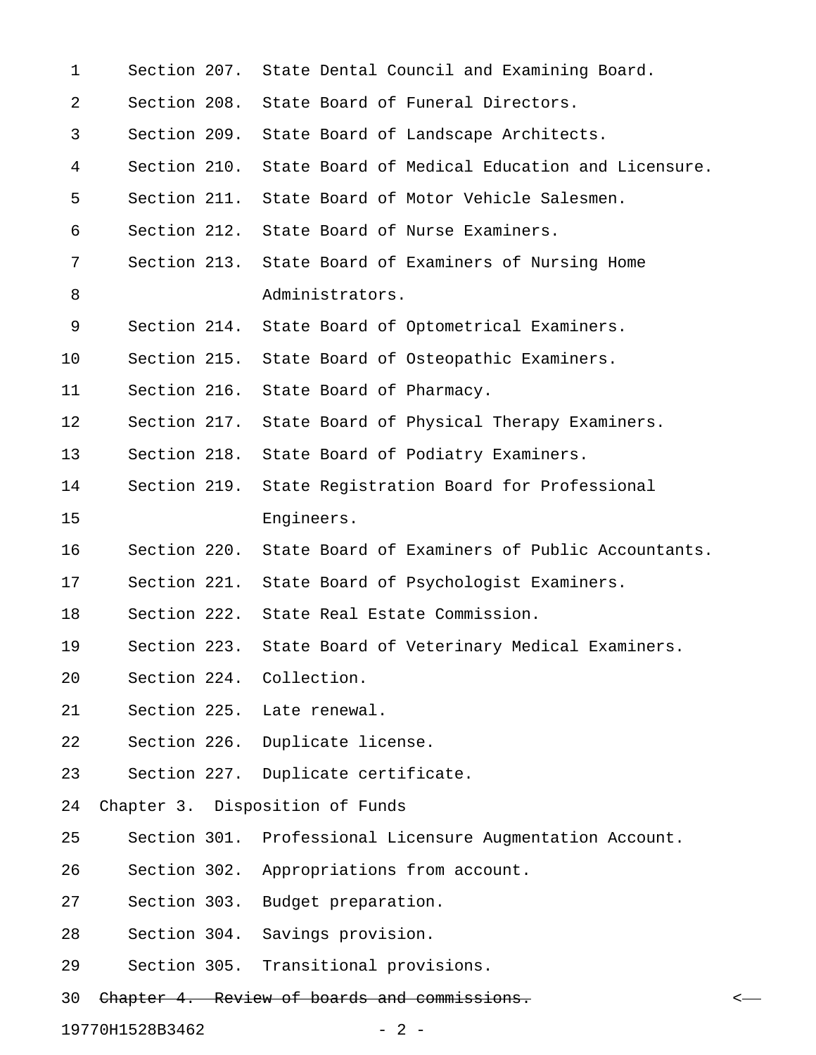Section 207. State Dental Council and Examining Board.

Section 208. State Board of Funeral Directors.

Section 209. State Board of Landscape Architects.

Section 210. State Board of Medical Education and Licensure.

Section 211. State Board of Motor Vehicle Salesmen.

Section 212. State Board of Nurse Examiners.

Section 213. State Board of Examiners of Nursing Home Administrators.

Section 214. State Board of Optometrical Examiners.

Section 215. State Board of Osteopathic Examiners.

Section 216. State Board of Pharmacy.

Section 217. State Board of Physical Therapy Examiners.

Section 218. State Board of Podiatry Examiners.

Section 219. State Registration Board for Professional Engineers.

Section 220. State Board of Examiners of Public Accountants.

Section 221. State Board of Psychologist Examiners.

Section 222. State Real Estate Commission.

Section 223. State Board of Veterinary Medical Examiners.

Section 224. Collection.

Section 225. Late renewal.

Section 226. Duplicate license.

Section 227. Duplicate certificate.

Chapter 3. Disposition of Funds

Section 301. Professional Licensure Augmentation Account.

Section 302. Appropriations from account.

Section 303. Budget preparation.

Section 304. Savings provision.

Section 305. Transitional provisions.

~~Chapter 4. Review of boards and commissions.~~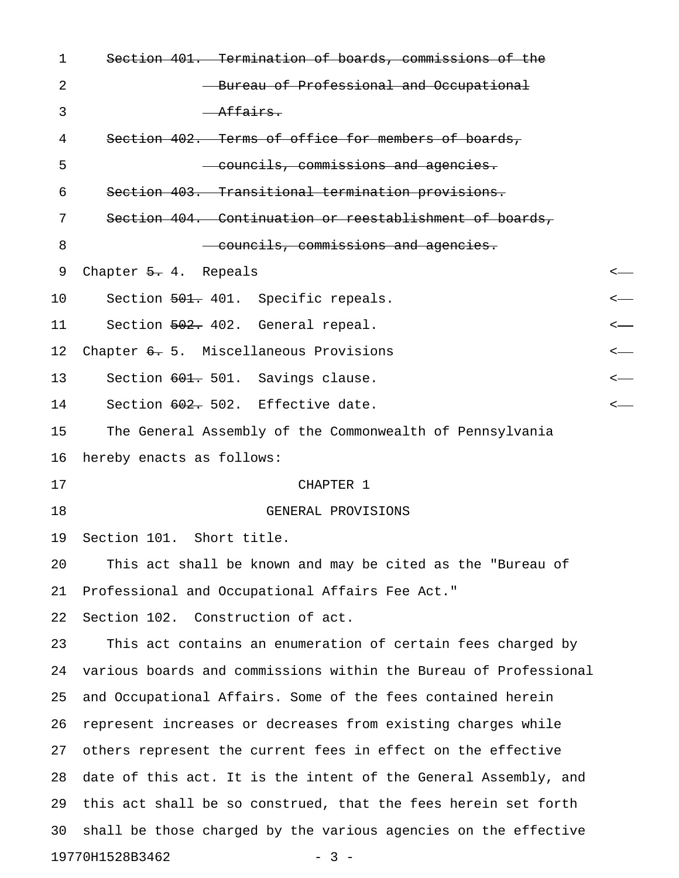~~Section 401. Termination of boards, commissions of the Bureau of Professional and Occupational Affairs.~~

~~Section 402. Terms of office for members of boards, councils, commissions and agencies.~~

~~Section 403. Transitional termination provisions.~~

~~Section 404. Continuation or reestablishment of boards, councils, commissions and agencies.~~

Chapter ~~5.~~ 4. Repeals

Section ~~501.~~ 401. Specific repeals.

Section ~~502.~~ 402. General repeal.

Chapter ~~6.~~ 5. Miscellaneous Provisions

Section ~~601.~~ 501. Savings clause.

Section ~~602.~~ 502. Effective date.

The General Assembly of the Commonwealth of Pennsylvania hereby enacts as follows:

CHAPTER 1

GENERAL PROVISIONS

Section 101. Short title.

This act shall be known and may be cited as the "Bureau of Professional and Occupational Affairs Fee Act."

Section 102. Construction of act.

This act contains an enumeration of certain fees charged by various boards and commissions within the Bureau of Professional and Occupational Affairs. Some of the fees contained herein represent increases or decreases from existing charges while others represent the current fees in effect on the effective date of this act. It is the intent of the General Assembly, and this act shall be so construed, that the fees herein set forth shall be those charged by the various agencies on the effective

19770H1528B3462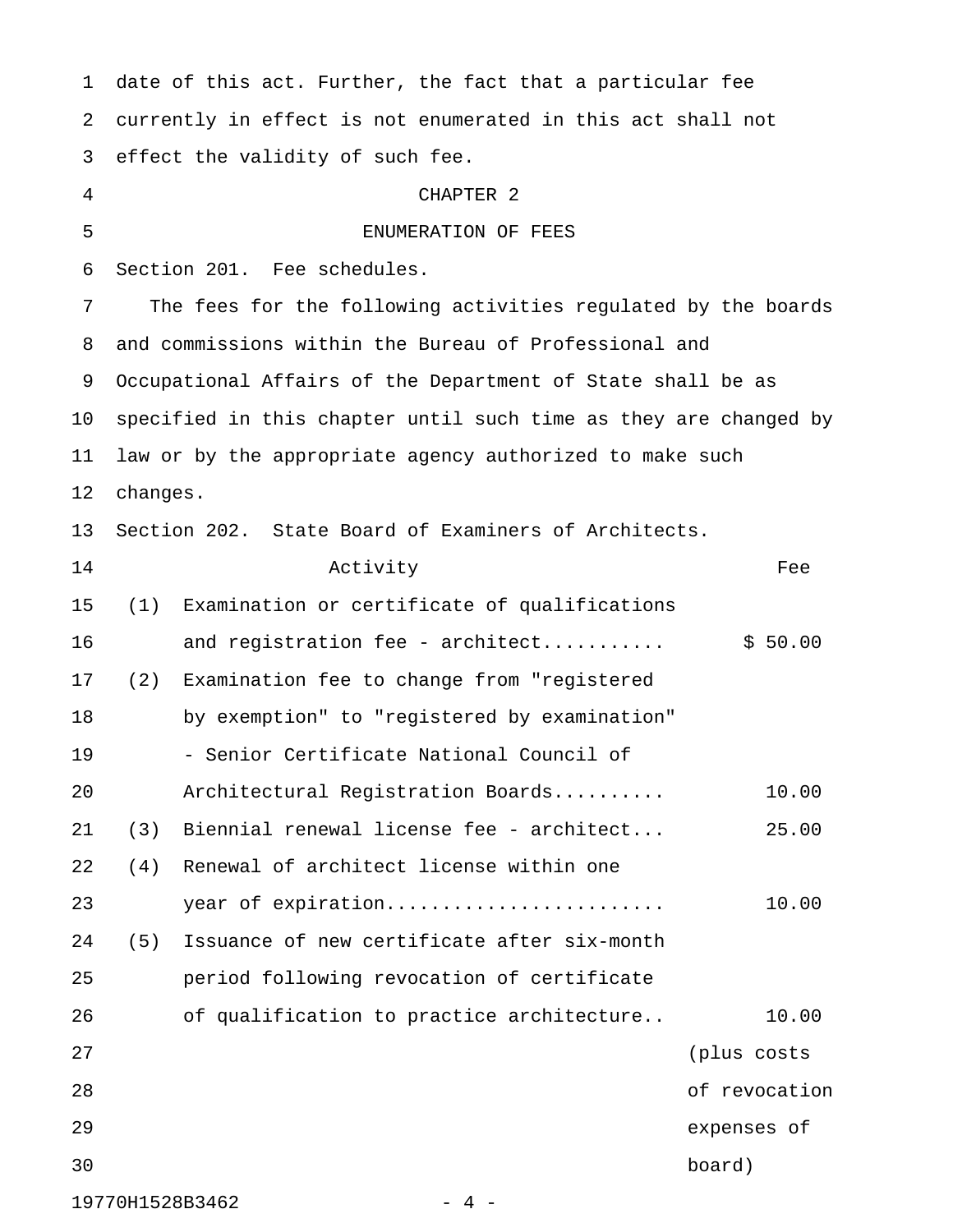date of this act. Further, the fact that a particular fee currently in effect is not enumerated in this act shall not effect the validity of such fee.

## CHAPTER 2

## ENUMERATION OF FEES

Section 201. Fee schedules.

The fees for the following activities regulated by the boards and commissions within the Bureau of Professional and Occupational Affairs of the Department of State shall be as specified in this chapter until such time as they are changed by law or by the appropriate agency authorized to make such changes.

Section 202. State Board of Examiners of Architects.

| | Activity | Fee |
|---|---|---|
| (1) | Examination or certificate of qualifications and registration fee - architect........... | $ 50.00 |
| (2) | Examination fee to change from "registered by exemption" to "registered by examination" - Senior Certificate National Council of Architectural Registration Boards.......... | 10.00 |
| (3) | Biennial renewal license fee - architect... | 25.00 |
| (4) | Renewal of architect license within one year of expiration........................ | 10.00 |
| (5) | Issuance of new certificate after six-month period following revocation of certificate of qualification to practice architecture.. | 10.00 (plus costs of revocation expenses of board) |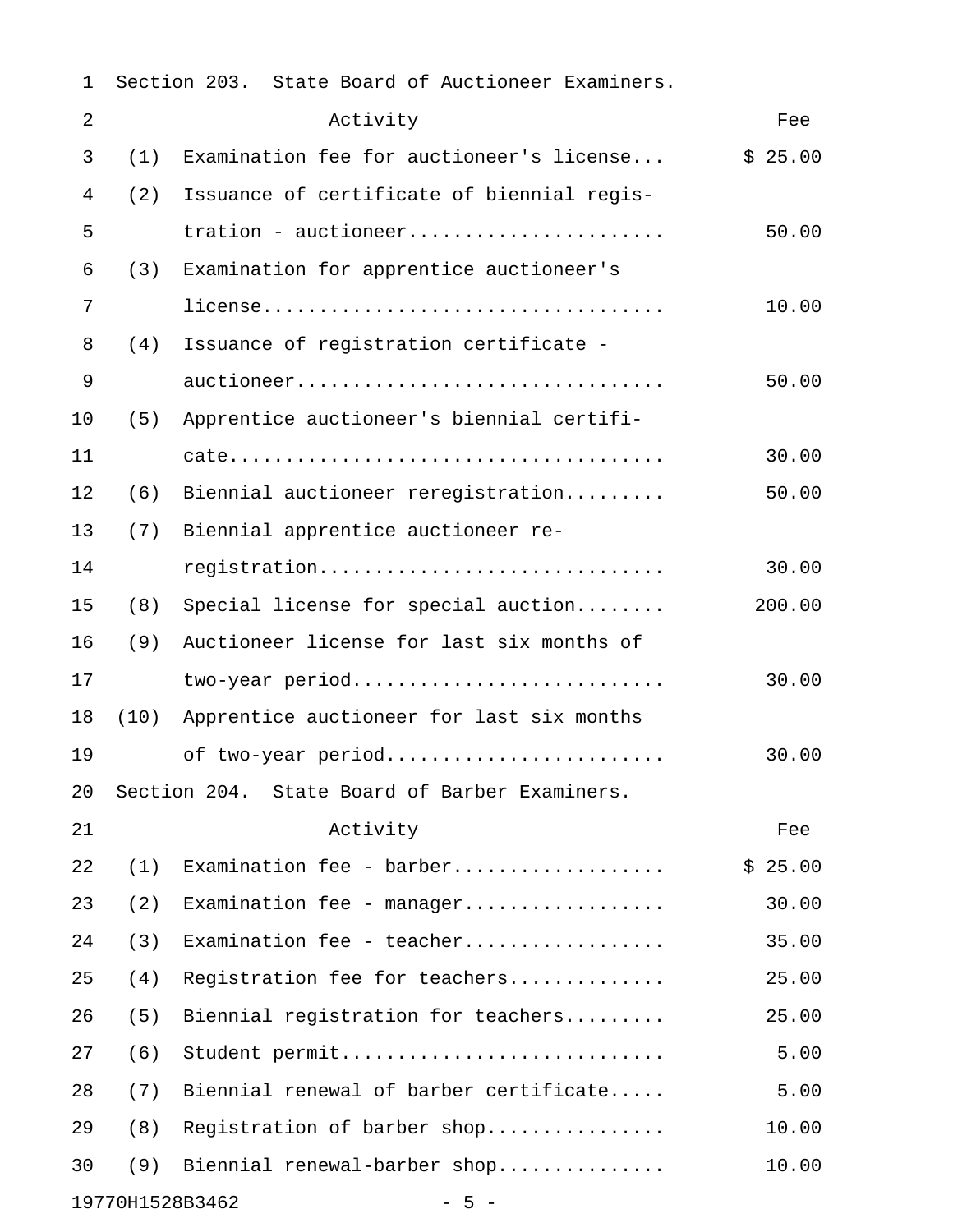Section 203. State Board of Auctioneer Examiners.

| | Activity | Fee |
|---|---|---|
| (1) | Examination fee for auctioneer's license... | $ 25.00 |
| (2) | Issuance of certificate of biennial registration - auctioneer...................... | 50.00 |
| (3) | Examination for apprentice auctioneer's license.................................. | 10.00 |
| (4) | Issuance of registration certificate - auctioneer................................ | 50.00 |
| (5) | Apprentice auctioneer's biennial certificate...................................... | 30.00 |
| (6) | Biennial auctioneer reregistration......... | 50.00 |
| (7) | Biennial apprentice auctioneer reregistration.............................. | 30.00 |
| (8) | Special license for special auction........ | 200.00 |
| (9) | Auctioneer license for last six months of two-year period........................... | 30.00 |
| (10) | Apprentice auctioneer for last six months of two-year period........................ | 30.00 |

Section 204. State Board of Barber Examiners.

| | Activity | Fee |
|---|---|---|
| (1) | Examination fee - barber.................. | $ 25.00 |
| (2) | Examination fee - manager................. | 30.00 |
| (3) | Examination fee - teacher................. | 35.00 |
| (4) | Registration fee for teachers............. | 25.00 |
| (5) | Biennial registration for teachers......... | 25.00 |
| (6) | Student permit............................ | 5.00 |
| (7) | Biennial renewal of barber certificate..... | 5.00 |
| (8) | Registration of barber shop............... | 10.00 |
| (9) | Biennial renewal-barber shop.............. | 10.00 |

19770H1528B3462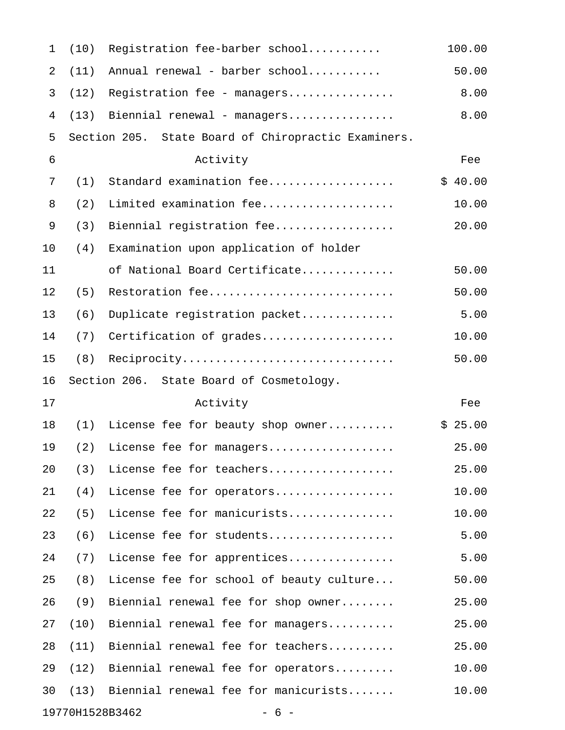| | | |
|---|---|---|
| (10) | Registration fee-barber school.......... | 100.00 |
| (11) | Annual renewal - barber school.......... | 50.00 |
| (12) | Registration fee - managers............... | 8.00 |
| (13) | Biennial renewal - managers............... | 8.00 |

Section 205. State Board of Chiropractic Examiners.

| | Activity | Fee |
|---|---|---|
| (1) | Standard examination fee.................. | $ 40.00 |
| (2) | Limited examination fee................... | 10.00 |
| (3) | Biennial registration fee................. | 20.00 |
| (4) | Examination upon application of holder of National Board Certificate............. | 50.00 |
| (5) | Restoration fee........................... | 50.00 |
| (6) | Duplicate registration packet............. | 5.00 |
| (7) | Certification of grades................... | 10.00 |
| (8) | Reciprocity............................... | 50.00 |

Section 206. State Board of Cosmetology.

| | Activity | Fee |
|---|---|---|
| (1) | License fee for beauty shop owner......... | $ 25.00 |
| (2) | License fee for managers.................. | 25.00 |
| (3) | License fee for teachers.................. | 25.00 |
| (4) | License fee for operators................. | 10.00 |
| (5) | License fee for manicurists............... | 10.00 |
| (6) | License fee for students.................. | 5.00 |
| (7) | License fee for apprentices............... | 5.00 |
| (8) | License fee for school of beauty culture... | 50.00 |
| (9) | Biennial renewal fee for shop owner........ | 25.00 |
| (10) | Biennial renewal fee for managers......... | 25.00 |
| (11) | Biennial renewal fee for teachers......... | 25.00 |
| (12) | Biennial renewal fee for operators........ | 10.00 |
| (13) | Biennial renewal fee for manicurists....... | 10.00 |

19770H1528B3462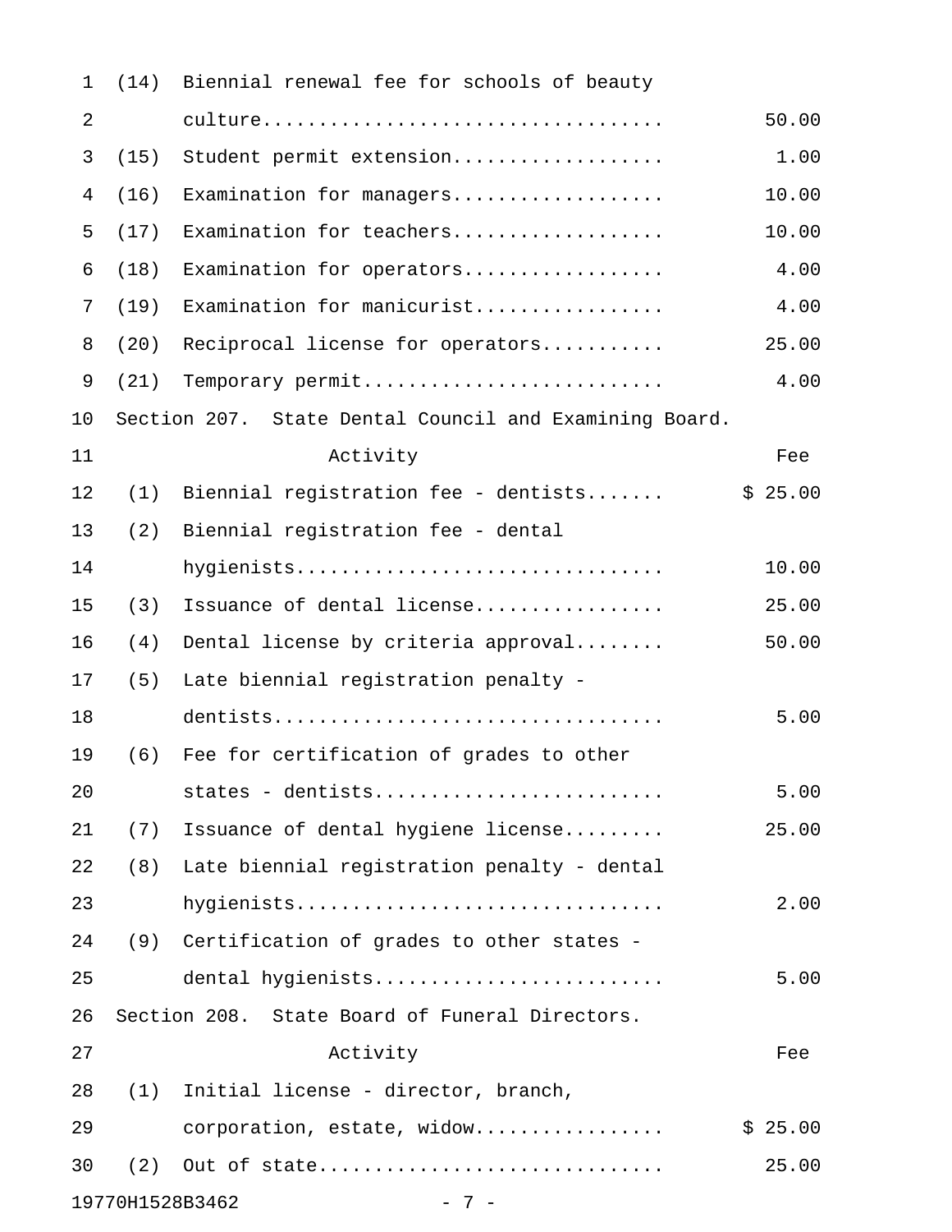| | | |
|---|---|---|
| (14) | Biennial renewal fee for schools of beauty culture | 50.00 |
| (15) | Student permit extension | 1.00 |
| (16) | Examination for managers | 10.00 |
| (17) | Examination for teachers | 10.00 |
| (18) | Examination for operators | 4.00 |
| (19) | Examination for manicurist | 4.00 |
| (20) | Reciprocal license for operators | 25.00 |
| (21) | Temporary permit | 4.00 |

Section 207. State Dental Council and Examining Board.

| | Activity | Fee |
|---|---|---|
| (1) | Biennial registration fee - dentists | $ 25.00 |
| (2) | Biennial registration fee - dental hygienists | 10.00 |
| (3) | Issuance of dental license | 25.00 |
| (4) | Dental license by criteria approval | 50.00 |
| (5) | Late biennial registration penalty - dentists | 5.00 |
| (6) | Fee for certification of grades to other states - dentists | 5.00 |
| (7) | Issuance of dental hygiene license | 25.00 |
| (8) | Late biennial registration penalty - dental hygienists | 2.00 |
| (9) | Certification of grades to other states - dental hygienists | 5.00 |

Section 208. State Board of Funeral Directors.

| | Activity | Fee |
|---|---|---|
| (1) | Initial license - director, branch, corporation, estate, widow | $ 25.00 |
| (2) | Out of state | 25.00 |

19770H1528B3462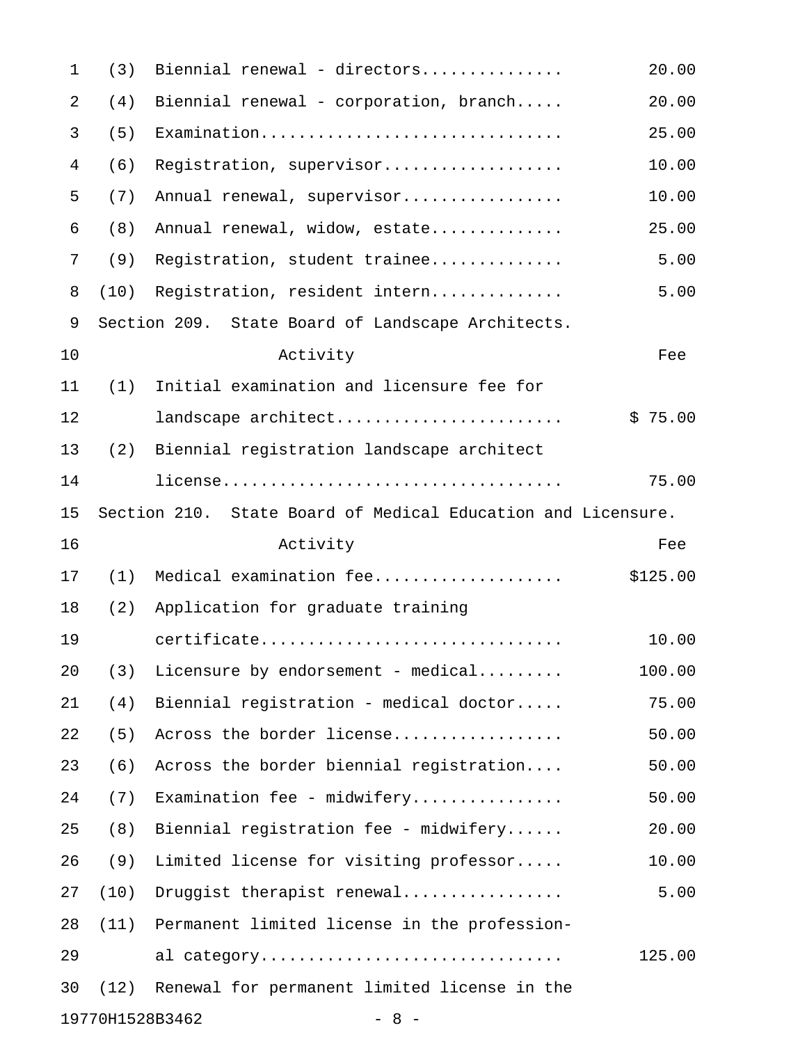| | Activity | Fee |
|---|---|---|
| (3) | Biennial renewal - directors.............. | 20.00 |
| (4) | Biennial renewal - corporation, branch..... | 20.00 |
| (5) | Examination................................ | 25.00 |
| (6) | Registration, supervisor................... | 10.00 |
| (7) | Annual renewal, supervisor................. | 10.00 |
| (8) | Annual renewal, widow, estate.............. | 25.00 |
| (9) | Registration, student trainee.............. | 5.00 |
| (10) | Registration, resident intern.............. | 5.00 |

Section 209. State Board of Landscape Architects.

| | Activity | Fee |
|---|---|---|
| (1) | Initial examination and licensure fee for landscape architect........................ | $ 75.00 |
| (2) | Biennial registration landscape architect license.................................... | 75.00 |

Section 210. State Board of Medical Education and Licensure.

| | Activity | Fee |
|---|---|---|
| (1) | Medical examination fee.................... | $125.00 |
| (2) | Application for graduate training certificate................................ | 10.00 |
| (3) | Licensure by endorsement - medical......... | 100.00 |
| (4) | Biennial registration - medical doctor..... | 75.00 |
| (5) | Across the border license.................. | 50.00 |
| (6) | Across the border biennial registration.... | 50.00 |
| (7) | Examination fee - midwifery................ | 50.00 |
| (8) | Biennial registration fee - midwifery...... | 20.00 |
| (9) | Limited license for visiting professor..... | 10.00 |
| (10) | Druggist therapist renewal................. | 5.00 |
| (11) | Permanent limited license in the professional category............................... | 125.00 |
| (12) | Renewal for permanent limited license in the | |

19770H1528B3462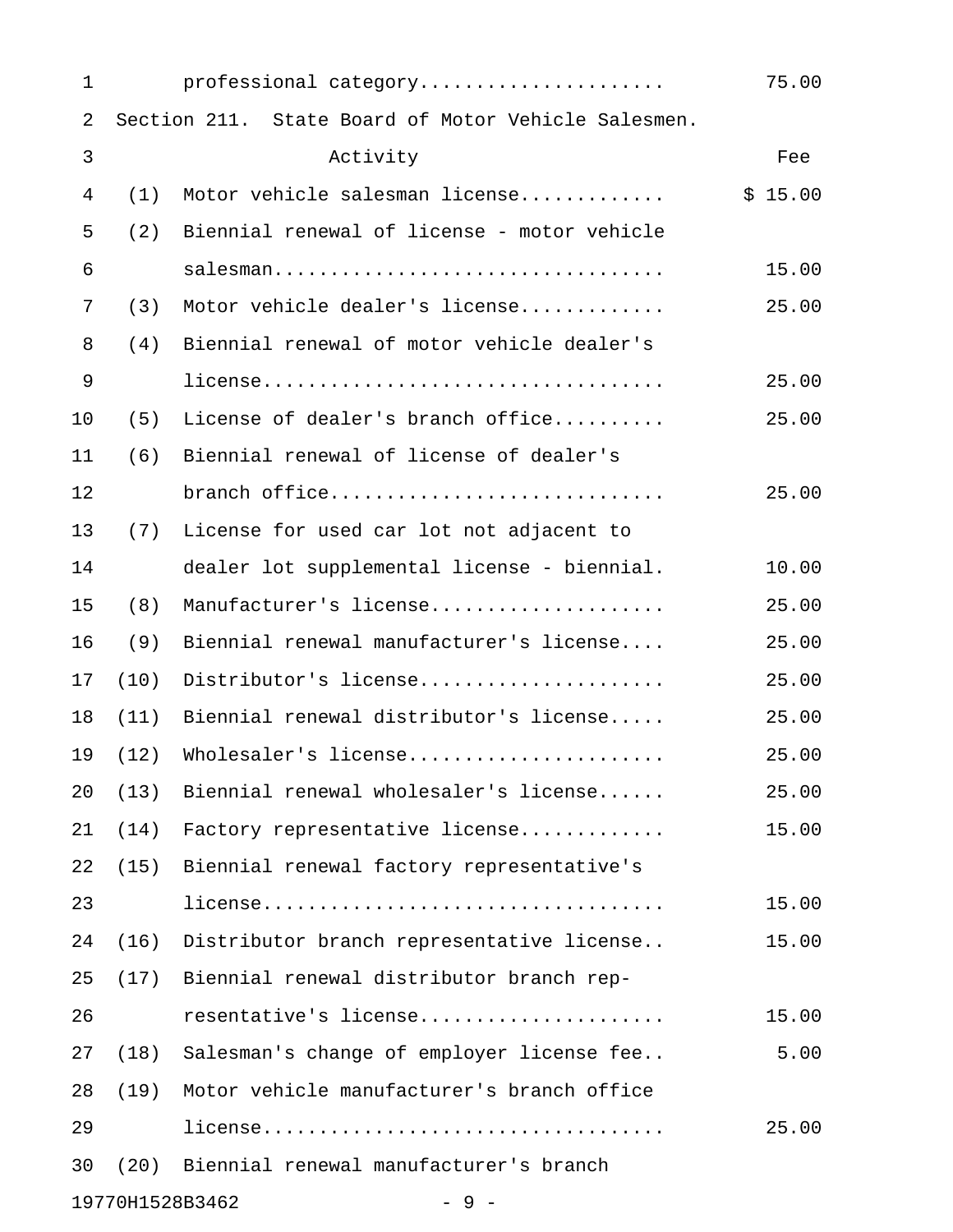| | Activity | Fee |
|---|---|---|
| | professional category..................... | 75.00 |

Section 211. State Board of Motor Vehicle Salesmen.

| | Activity | Fee |
|---|---|---|
| (1) | Motor vehicle salesman license............ | $ 15.00 |
| (2) | Biennial renewal of license - motor vehicle salesman................................. | 15.00 |
| (3) | Motor vehicle dealer's license............ | 25.00 |
| (4) | Biennial renewal of motor vehicle dealer's license.................................. | 25.00 |
| (5) | License of dealer's branch office.......... | 25.00 |
| (6) | Biennial renewal of license of dealer's branch office............................. | 25.00 |
| (7) | License for used car lot not adjacent to dealer lot supplemental license - biennial. | 10.00 |
| (8) | Manufacturer's license.................... | 25.00 |
| (9) | Biennial renewal manufacturer's license.... | 25.00 |
| (10) | Distributor's license..................... | 25.00 |
| (11) | Biennial renewal distributor's license..... | 25.00 |
| (12) | Wholesaler's license...................... | 25.00 |
| (13) | Biennial renewal wholesaler's license...... | 25.00 |
| (14) | Factory representative license............ | 15.00 |
| (15) | Biennial renewal factory representative's license.................................. | 15.00 |
| (16) | Distributor branch representative license.. | 15.00 |
| (17) | Biennial renewal distributor branch representative's license..................... | 15.00 |
| (18) | Salesman's change of employer license fee.. | 5.00 |
| (19) | Motor vehicle manufacturer's branch office license.................................. | 25.00 |
| (20) | Biennial renewal manufacturer's branch | |

19770H1528B3462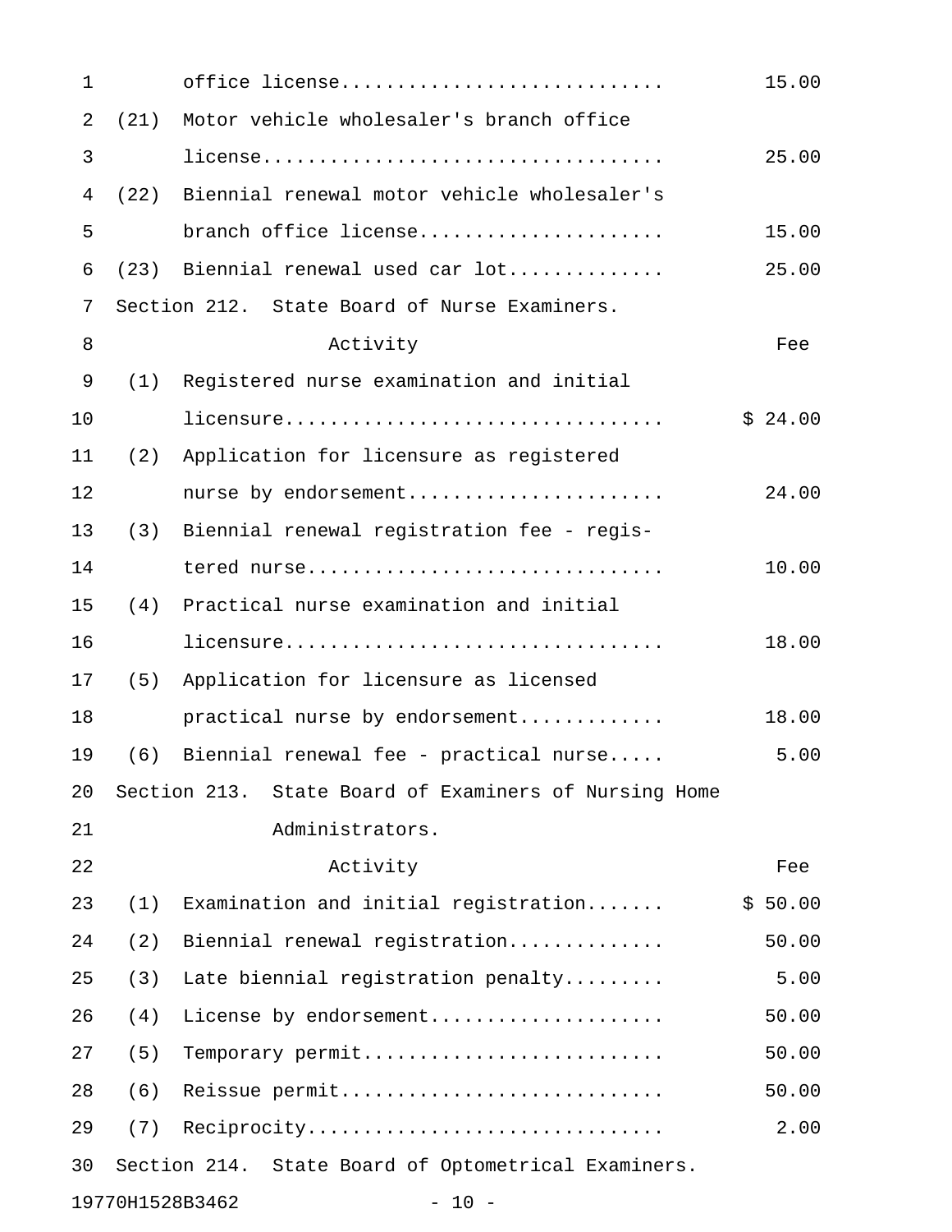| Activity | Fee |
|---|---|
| office license........................... | 15.00 |
| (21) Motor vehicle wholesaler's branch office license.................................. | 25.00 |
| (22) Biennial renewal motor vehicle wholesaler's branch office license..................... | 15.00 |
| (23) Biennial renewal used car lot............. | 25.00 |

Section 212. State Board of Nurse Examiners.

| Activity | Fee |
|---|---|
| (1) Registered nurse examination and initial licensure................................. | $ 24.00 |
| (2) Application for licensure as registered nurse by endorsement...................... | 24.00 |
| (3) Biennial renewal registration fee - registered nurse.............................. | 10.00 |
| (4) Practical nurse examination and initial licensure................................. | 18.00 |
| (5) Application for licensure as licensed practical nurse by endorsement............ | 18.00 |
| (6) Biennial renewal fee - practical nurse..... | 5.00 |

Section 213. State Board of Examiners of Nursing Home Administrators.

| Activity | Fee |
|---|---|
| (1) Examination and initial registration....... | $ 50.00 |
| (2) Biennial renewal registration............. | 50.00 |
| (3) Late biennial registration penalty......... | 5.00 |
| (4) License by endorsement.................... | 50.00 |
| (5) Temporary permit.......................... | 50.00 |
| (6) Reissue permit............................ | 50.00 |
| (7) Reciprocity............................... | 2.00 |

Section 214. State Board of Optometrical Examiners.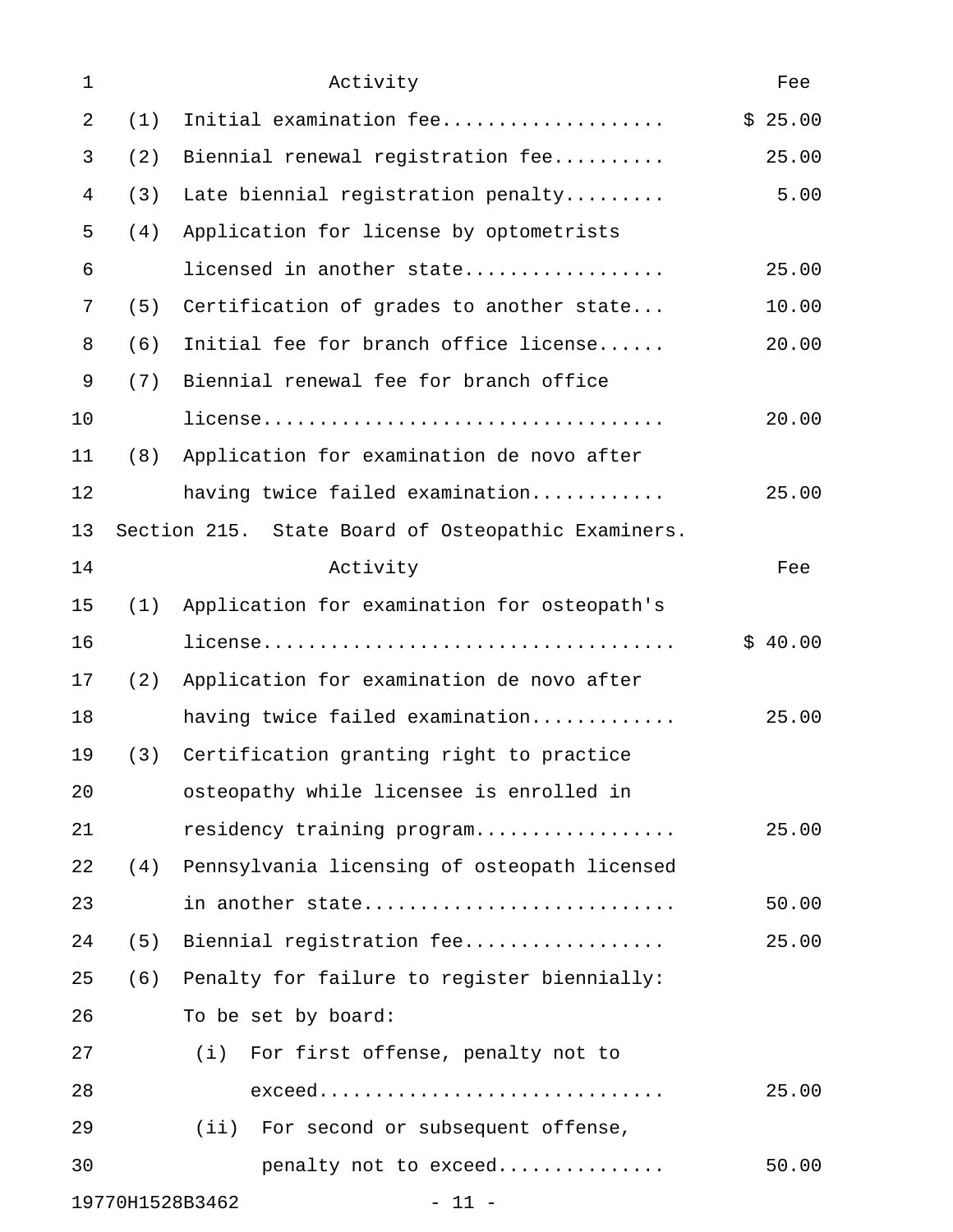| Activity | Fee |
|---|---|
| (1) Initial examination fee | $ 25.00 |
| (2) Biennial renewal registration fee | 25.00 |
| (3) Late biennial registration penalty | 5.00 |
| (4) Application for license by optometrists licensed in another state | 25.00 |
| (5) Certification of grades to another state | 10.00 |
| (6) Initial fee for branch office license | 20.00 |
| (7) Biennial renewal fee for branch office license | 20.00 |
| (8) Application for examination de novo after having twice failed examination | 25.00 |

Section 215. State Board of Osteopathic Examiners.

| Activity | Fee |
|---|---|
| (1) Application for examination for osteopath's license | $ 40.00 |
| (2) Application for examination de novo after having twice failed examination | 25.00 |
| (3) Certification granting right to practice osteopathy while licensee is enrolled in residency training program | 25.00 |
| (4) Pennsylvania licensing of osteopath licensed in another state | 50.00 |
| (5) Biennial registration fee | 25.00 |
| (6) Penalty for failure to register biennially: To be set by board: | |
| (i) For first offense, penalty not to exceed | 25.00 |
| (ii) For second or subsequent offense, penalty not to exceed | 50.00 |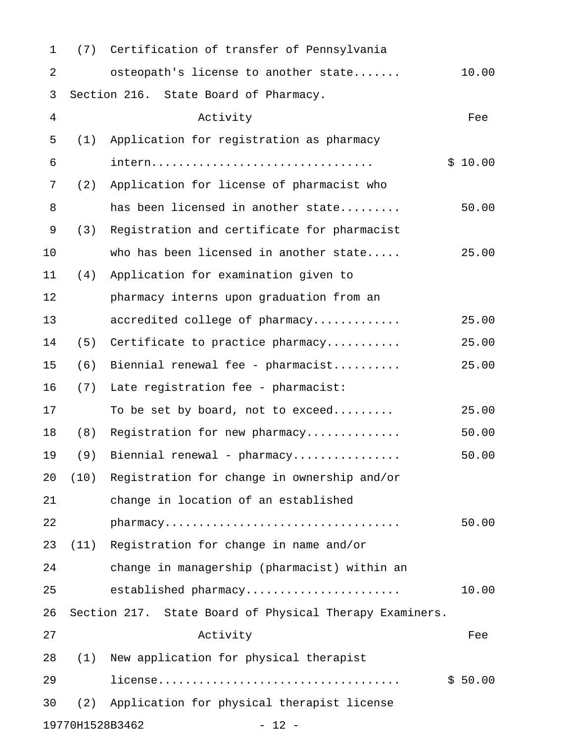| | Activity | Fee |
|---|---|---|
| (7) | Certification of transfer of Pennsylvania osteopath's license to another state....... | 10.00 |

## Section 216. State Board of Pharmacy.

| | Activity | Fee |
|---|---|---|
| (1) | Application for registration as pharmacy intern................................ | $ 10.00 |
| (2) | Application for license of pharmacist who has been licensed in another state......... | 50.00 |
| (3) | Registration and certificate for pharmacist who has been licensed in another state..... | 25.00 |
| (4) | Application for examination given to pharmacy interns upon graduation from an accredited college of pharmacy............ | 25.00 |
| (5) | Certificate to practice pharmacy........... | 25.00 |
| (6) | Biennial renewal fee - pharmacist.......... | 25.00 |
| (7) | Late registration fee - pharmacist: To be set by board, not to exceed......... | 25.00 |
| (8) | Registration for new pharmacy............. | 50.00 |
| (9) | Biennial renewal - pharmacy................ | 50.00 |
| (10) | Registration for change in ownership and/or change in location of an established pharmacy.................................. | 50.00 |
| (11) | Registration for change in name and/or change in managership (pharmacist) within an established pharmacy...................... | 10.00 |

## Section 217. State Board of Physical Therapy Examiners.

| | Activity | Fee |
|---|---|---|
| (1) | New application for physical therapist license.................................. | $ 50.00 |
| (2) | Application for physical therapist license | |

19770H1528B3462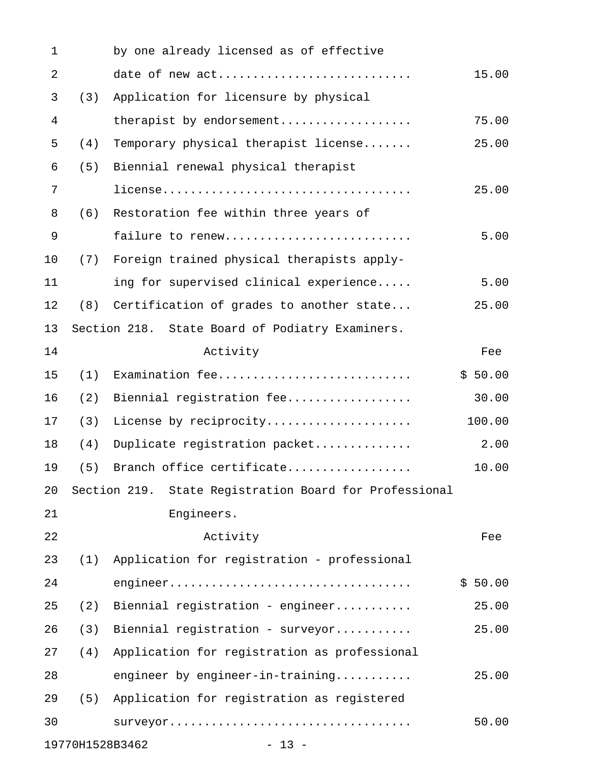by one already licensed as of effective date of new act........................... 15.00

| | Activity | Fee |
|---|---|---|
| | by one already licensed as of effective date of new act | 15.00 |
| (3) | Application for licensure by physical therapist by endorsement | 75.00 |
| (4) | Temporary physical therapist license | 25.00 |
| (5) | Biennial renewal physical therapist license | 25.00 |
| (6) | Restoration fee within three years of failure to renew | 5.00 |
| (7) | Foreign trained physical therapists applying for supervised clinical experience | 5.00 |
| (8) | Certification of grades to another state | 25.00 |

Section 218. State Board of Podiatry Examiners.

| | Activity | Fee |
|---|---|---|
| (1) | Examination fee | $ 50.00 |
| (2) | Biennial registration fee | 30.00 |
| (3) | License by reciprocity | 100.00 |
| (4) | Duplicate registration packet | 2.00 |
| (5) | Branch office certificate | 10.00 |

Section 219. State Registration Board for Professional Engineers.

| | Activity | Fee |
|---|---|---|
| (1) | Application for registration - professional engineer | $ 50.00 |
| (2) | Biennial registration - engineer | 25.00 |
| (3) | Biennial registration - surveyor | 25.00 |
| (4) | Application for registration as professional engineer by engineer-in-training | 25.00 |
| (5) | Application for registration as registered surveyor | 50.00 |

19770H1528B3462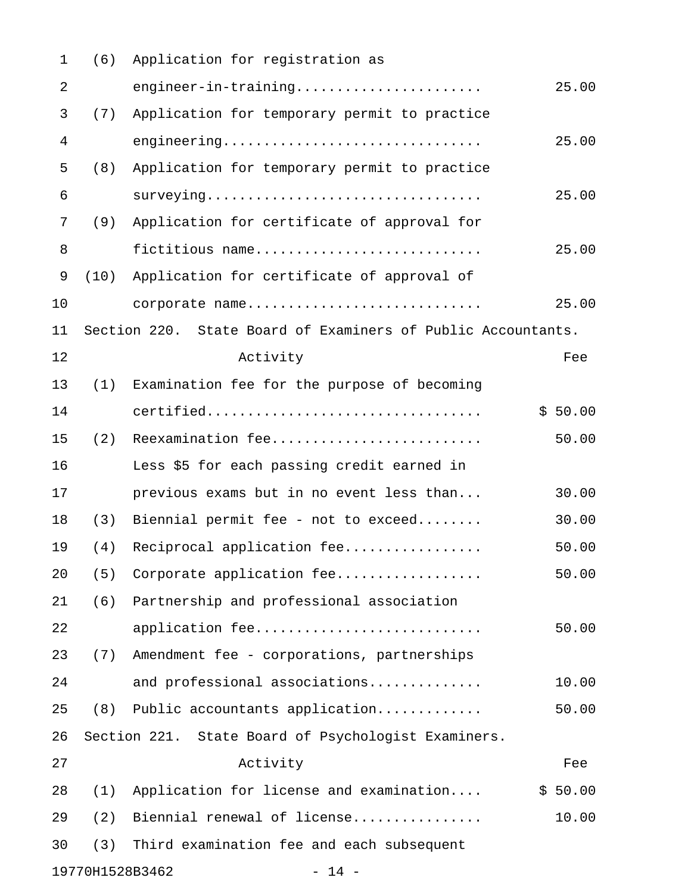| | | |
|---|---|---|
| (6) | Application for registration as engineer-in-training...................... | 25.00 |
| (7) | Application for temporary permit to practice engineering............................... | 25.00 |
| (8) | Application for temporary permit to practice surveying................................. | 25.00 |
| (9) | Application for certificate of approval for fictitious name........................... | 25.00 |
| (10) | Application for certificate of approval of corporate name............................ | 25.00 |

Section 220. State Board of Examiners of Public Accountants.

| | Activity | Fee |
|---|---|---|
| (1) | Examination fee for the purpose of becoming certified................................. | $ 50.00 |
| (2) | Reexamination fee......................... | 50.00 |
| | Less $5 for each passing credit earned in previous exams but in no event less than... | 30.00 |
| (3) | Biennial permit fee - not to exceed........ | 30.00 |
| (4) | Reciprocal application fee................ | 50.00 |
| (5) | Corporate application fee................. | 50.00 |
| (6) | Partnership and professional association application fee........................... | 50.00 |
| (7) | Amendment fee - corporations, partnerships and professional associations............. | 10.00 |
| (8) | Public accountants application............ | 50.00 |

Section 221. State Board of Psychologist Examiners.

| | Activity | Fee |
|---|---|---|
| (1) | Application for license and examination.... | $ 50.00 |
| (2) | Biennial renewal of license............... | 10.00 |
| (3) | Third examination fee and each subsequent | |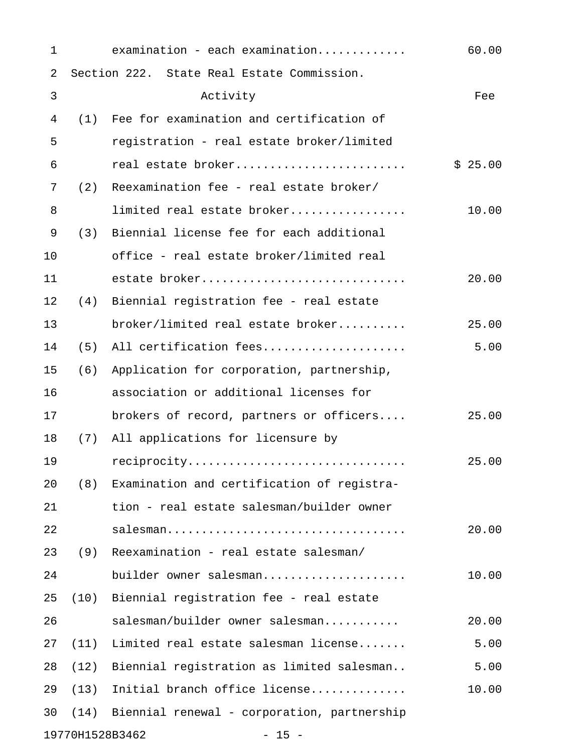examination - each examination............ 60.00

Section 222. State Real Estate Commission.

| | Activity | Fee |
|---|---|---|
| (1) | Fee for examination and certification of registration - real estate broker/limited real estate broker........................ | $ 25.00 |
| (2) | Reexamination fee - real estate broker/ limited real estate broker................ | 10.00 |
| (3) | Biennial license fee for each additional office - real estate broker/limited real estate broker............................ | 20.00 |
| (4) | Biennial registration fee - real estate broker/limited real estate broker......... | 25.00 |
| (5) | All certification fees.................... | 5.00 |
| (6) | Application for corporation, partnership, association or additional licenses for brokers of record, partners or officers.... | 25.00 |
| (7) | All applications for licensure by reciprocity.............................. | 25.00 |
| (8) | Examination and certification of registration - real estate salesman/builder owner salesman.................................. | 20.00 |
| (9) | Reexamination - real estate salesman/ builder owner salesman.................... | 10.00 |
| (10) | Biennial registration fee - real estate salesman/builder owner salesman........... | 20.00 |
| (11) | Limited real estate salesman license....... | 5.00 |
| (12) | Biennial registration as limited salesman.. | 5.00 |
| (13) | Initial branch office license............. | 10.00 |
| (14) | Biennial renewal - corporation, partnership | |

19770H1528B3462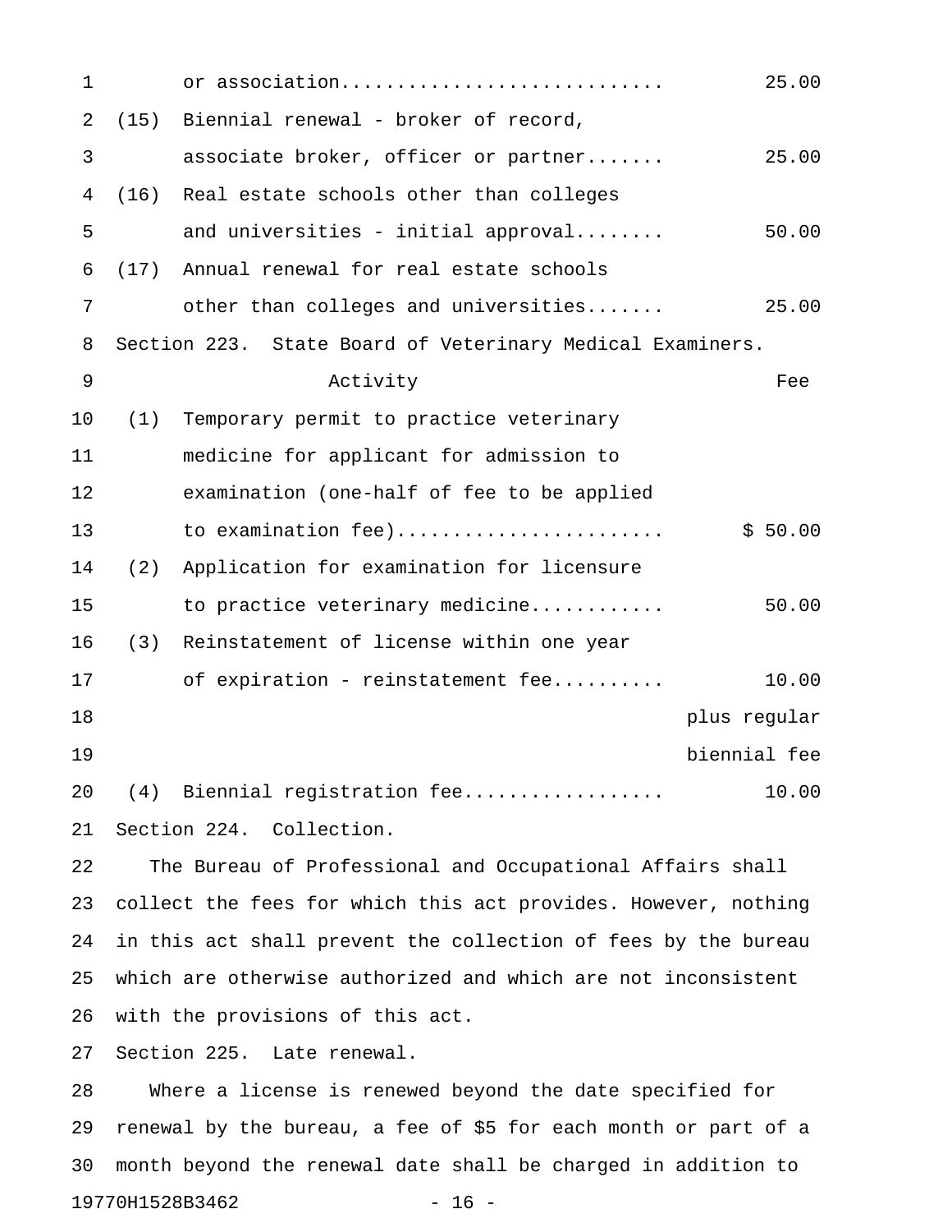| | | |
|---|---|---|
| | or association.............................. | 25.00 |
| (15) | Biennial renewal - broker of record, associate broker, officer or partner....... | 25.00 |
| (16) | Real estate schools other than colleges and universities - initial approval........ | 50.00 |
| (17) | Annual renewal for real estate schools other than colleges and universities....... | 25.00 |

Section 223. State Board of Veterinary Medical Examiners.

| | Activity | Fee |
|---|---|---|
| (1) | Temporary permit to practice veterinary medicine for applicant for admission to examination (one-half of fee to be applied to examination fee)........................ | $ 50.00 |
| (2) | Application for examination for licensure to practice veterinary medicine............ | 50.00 |
| (3) | Reinstatement of license within one year of expiration - reinstatement fee.......... | 10.00 plus regular biennial fee |
| (4) | Biennial registration fee.................. | 10.00 |

Section 224. Collection.

The Bureau of Professional and Occupational Affairs shall collect the fees for which this act provides. However, nothing in this act shall prevent the collection of fees by the bureau which are otherwise authorized and which are not inconsistent with the provisions of this act.

Section 225. Late renewal.

Where a license is renewed beyond the date specified for renewal by the bureau, a fee of $5 for each month or part of a month beyond the renewal date shall be charged in addition to

19770H1528B3462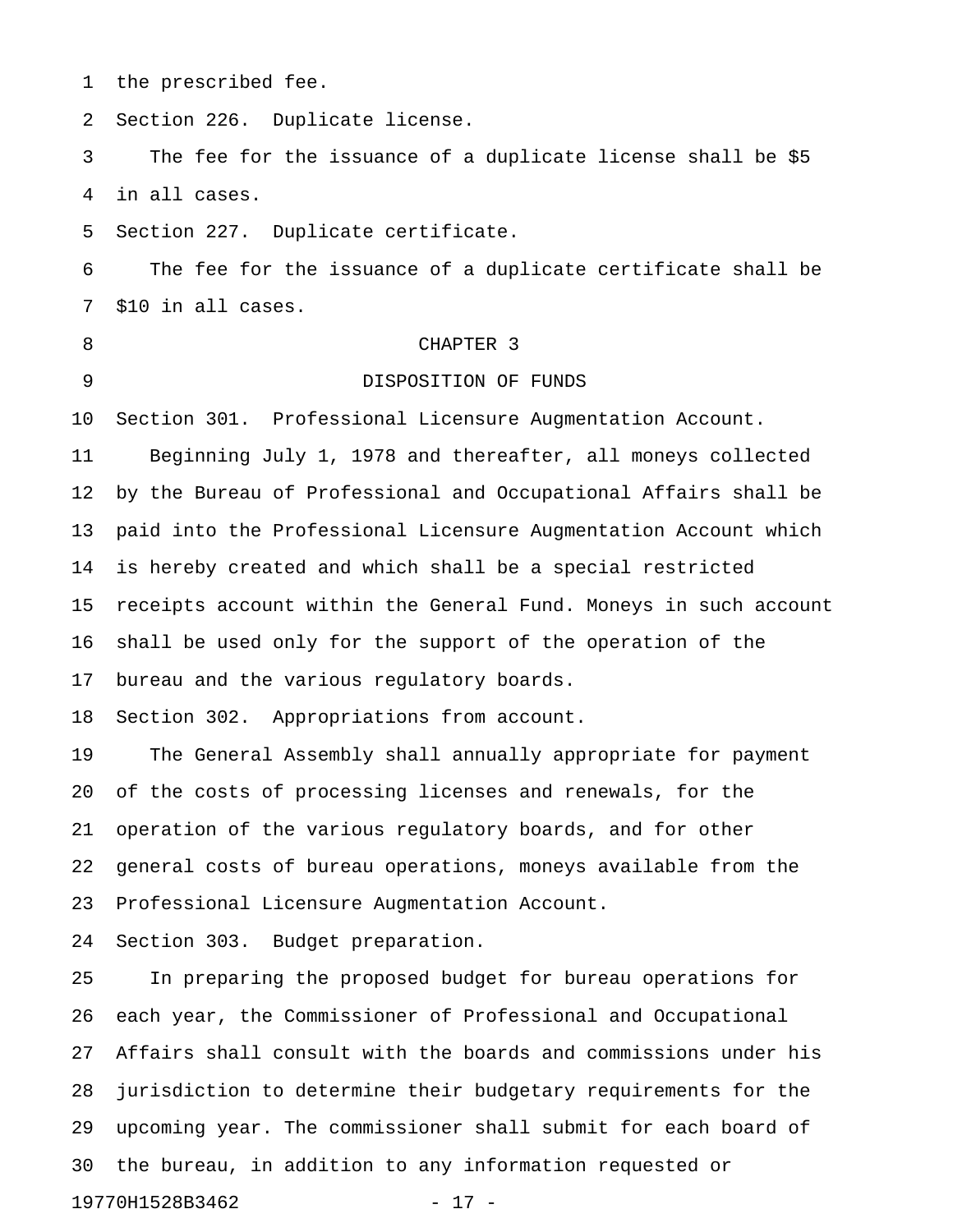the prescribed fee.

Section 226. Duplicate license.

The fee for the issuance of a duplicate license shall be $5 in all cases.

Section 227. Duplicate certificate.

The fee for the issuance of a duplicate certificate shall be $10 in all cases.

## CHAPTER 3

## DISPOSITION OF FUNDS

Section 301. Professional Licensure Augmentation Account.

Beginning July 1, 1978 and thereafter, all moneys collected by the Bureau of Professional and Occupational Affairs shall be paid into the Professional Licensure Augmentation Account which is hereby created and which shall be a special restricted receipts account within the General Fund. Moneys in such account shall be used only for the support of the operation of the bureau and the various regulatory boards.

Section 302. Appropriations from account.

The General Assembly shall annually appropriate for payment of the costs of processing licenses and renewals, for the operation of the various regulatory boards, and for other general costs of bureau operations, moneys available from the Professional Licensure Augmentation Account.

Section 303. Budget preparation.

In preparing the proposed budget for bureau operations for each year, the Commissioner of Professional and Occupational Affairs shall consult with the boards and commissions under his jurisdiction to determine their budgetary requirements for the upcoming year. The commissioner shall submit for each board of the bureau, in addition to any information requested or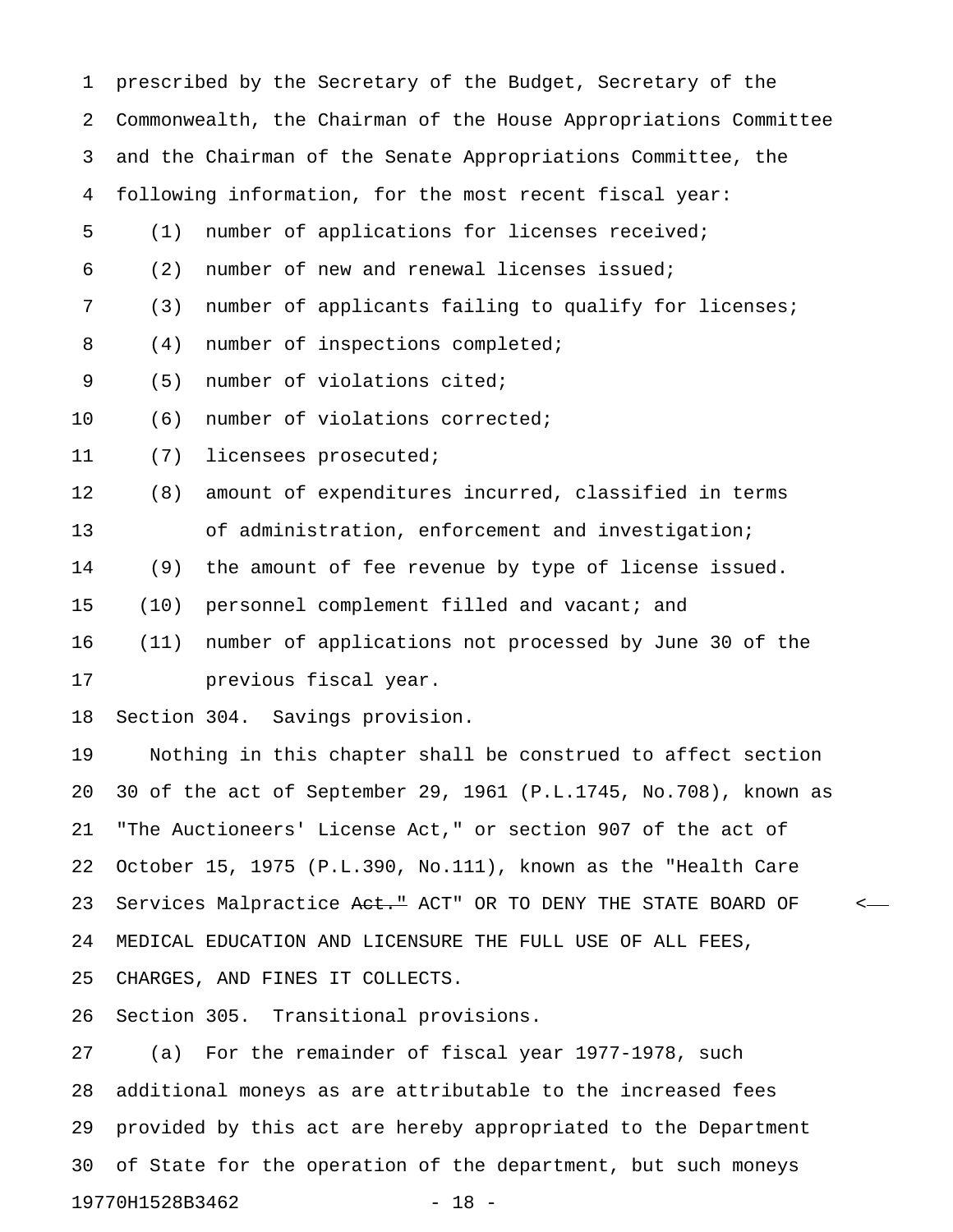prescribed by the Secretary of the Budget, Secretary of the Commonwealth, the Chairman of the House Appropriations Committee and the Chairman of the Senate Appropriations Committee, the following information, for the most recent fiscal year:

(1) number of applications for licenses received;

(2) number of new and renewal licenses issued;

(3) number of applicants failing to qualify for licenses;

(4) number of inspections completed;

(5) number of violations cited;

(6) number of violations corrected;

(7) licensees prosecuted;

(8) amount of expenditures incurred, classified in terms of administration, enforcement and investigation;

(9) the amount of fee revenue by type of license issued.

(10) personnel complement filled and vacant; and

(11) number of applications not processed by June 30 of the previous fiscal year.

Section 304. Savings provision.

Nothing in this chapter shall be construed to affect section 30 of the act of September 29, 1961 (P.L.1745, No.708), known as "The Auctioneers' License Act," or section 907 of the act of October 15, 1975 (P.L.390, No.111), known as the "Health Care Services Malpractice ~~Act."~~ ACT" OR TO DENY THE STATE BOARD OF MEDICAL EDUCATION AND LICENSURE THE FULL USE OF ALL FEES, CHARGES, AND FINES IT COLLECTS.

Section 305. Transitional provisions.

(a) For the remainder of fiscal year 1977-1978, such additional moneys as are attributable to the increased fees provided by this act are hereby appropriated to the Department of State for the operation of the department, but such moneys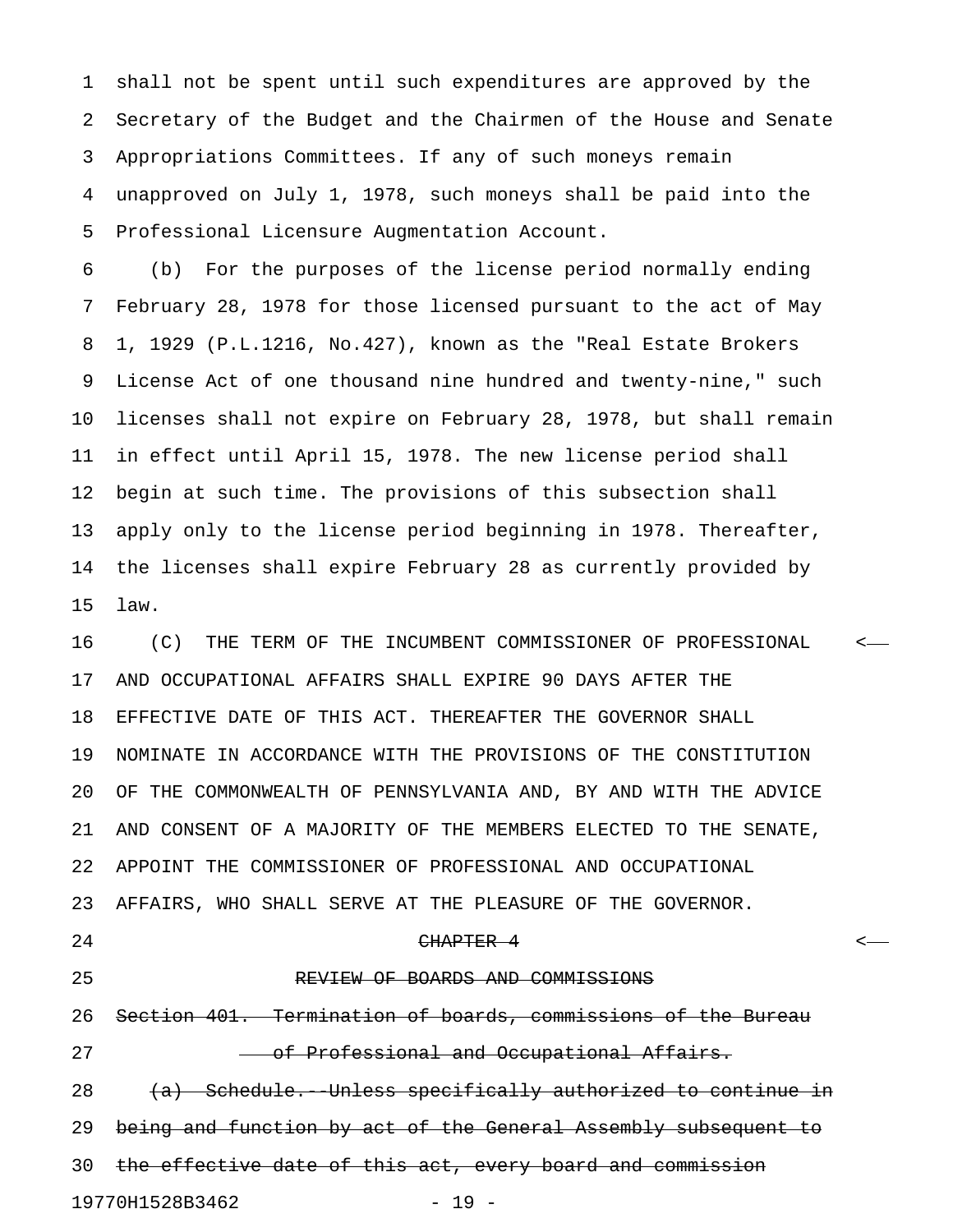shall not be spent until such expenditures are approved by the Secretary of the Budget and the Chairmen of the House and Senate Appropriations Committees. If any of such moneys remain unapproved on July 1, 1978, such moneys shall be paid into the Professional Licensure Augmentation Account.

(b) For the purposes of the license period normally ending February 28, 1978 for those licensed pursuant to the act of May 1, 1929 (P.L.1216, No.427), known as the "Real Estate Brokers License Act of one thousand nine hundred and twenty-nine," such licenses shall not expire on February 28, 1978, but shall remain in effect until April 15, 1978. The new license period shall begin at such time. The provisions of this subsection shall apply only to the license period beginning in 1978. Thereafter, the licenses shall expire February 28 as currently provided by law.

(C) THE TERM OF THE INCUMBENT COMMISSIONER OF PROFESSIONAL AND OCCUPATIONAL AFFAIRS SHALL EXPIRE 90 DAYS AFTER THE EFFECTIVE DATE OF THIS ACT. THEREAFTER THE GOVERNOR SHALL NOMINATE IN ACCORDANCE WITH THE PROVISIONS OF THE CONSTITUTION OF THE COMMONWEALTH OF PENNSYLVANIA AND, BY AND WITH THE ADVICE AND CONSENT OF A MAJORITY OF THE MEMBERS ELECTED TO THE SENATE, APPOINT THE COMMISSIONER OF PROFESSIONAL AND OCCUPATIONAL AFFAIRS, WHO SHALL SERVE AT THE PLEASURE OF THE GOVERNOR.

~~CHAPTER 4~~

~~REVIEW OF BOARDS AND COMMISSIONS~~

~~Section 401. Termination of boards, commissions of the Bureau of Professional and Occupational Affairs.~~

~~(a) Schedule.--Unless specifically authorized to continue in being and function by act of the General Assembly subsequent to the effective date of this act, every board and commission~~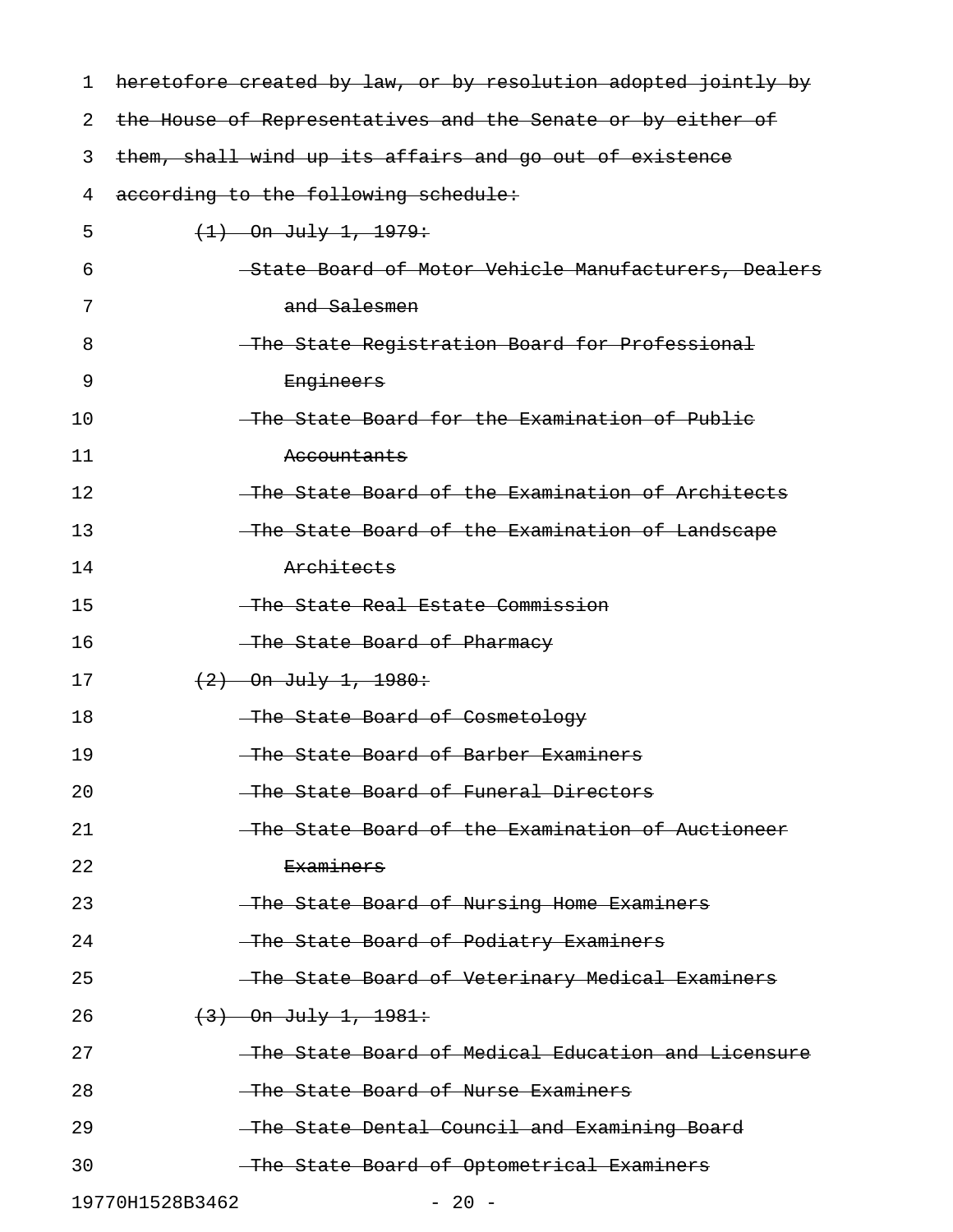~~heretofore created by law, or by resolution adopted jointly by the House of Representatives and the Senate or by either of them, shall wind up its affairs and go out of existence according to the following schedule:~~

~~(1) On July 1, 1979:~~

~~State Board of Motor Vehicle Manufacturers, Dealers and Salesmen~~

~~The State Registration Board for Professional Engineers~~

~~The State Board for the Examination of Public Accountants~~

~~The State Board of the Examination of Architects~~

~~The State Board of the Examination of Landscape Architects~~

~~The State Real Estate Commission~~

~~The State Board of Pharmacy~~

~~(2) On July 1, 1980:~~

~~The State Board of Cosmetology~~

~~The State Board of Barber Examiners~~

~~The State Board of Funeral Directors~~

~~The State Board of the Examination of Auctioneer Examiners~~

~~The State Board of Nursing Home Examiners~~

~~The State Board of Podiatry Examiners~~

~~The State Board of Veterinary Medical Examiners~~

~~(3) On July 1, 1981:~~

~~The State Board of Medical Education and Licensure~~

~~The State Board of Nurse Examiners~~

~~The State Dental Council and Examining Board~~

~~The State Board of Optometrical Examiners~~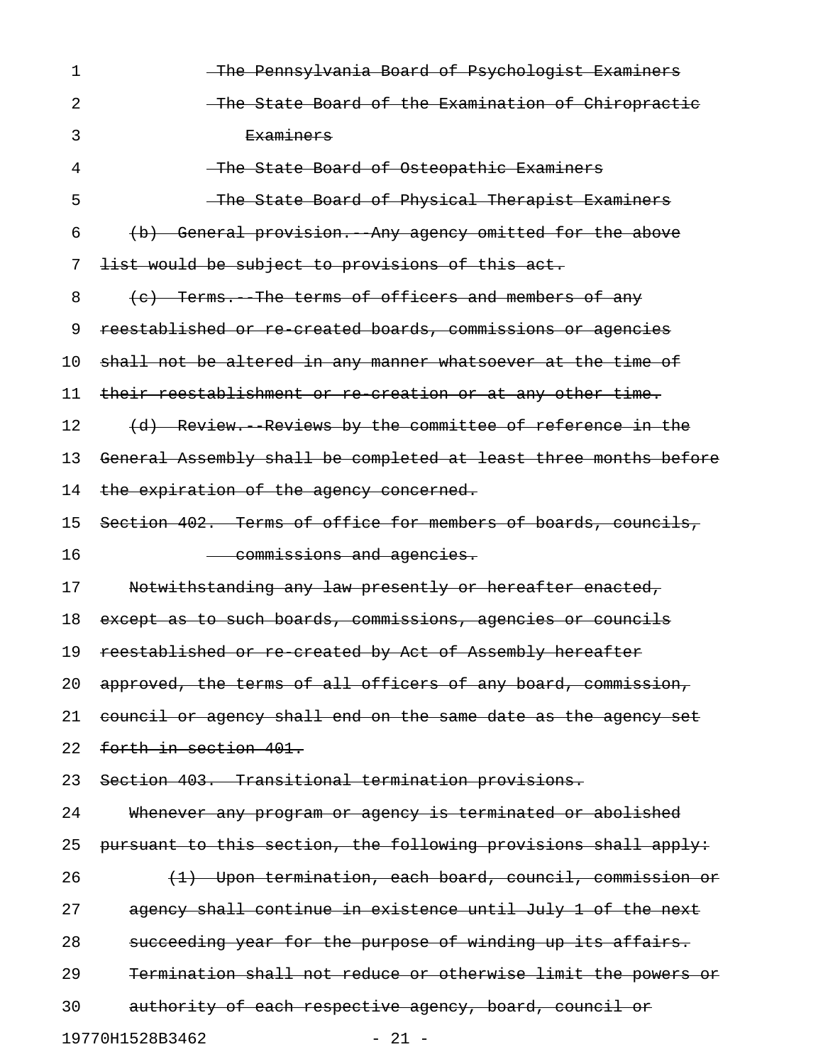The Pennsylvania Board of Psychologist Examiners

The State Board of the Examination of Chiropractic Examiners

The State Board of Osteopathic Examiners

The State Board of Physical Therapist Examiners

(b) General provision.--Any agency omitted for the above list would be subject to provisions of this act.

(c) Terms.--The terms of officers and members of any reestablished or re-created boards, commissions or agencies shall not be altered in any manner whatsoever at the time of their reestablishment or re-creation or at any other time.

(d) Review.--Reviews by the committee of reference in the General Assembly shall be completed at least three months before the expiration of the agency concerned.

Section 402. Terms of office for members of boards, councils, commissions and agencies.

Notwithstanding any law presently or hereafter enacted, except as to such boards, commissions, agencies or councils reestablished or re-created by Act of Assembly hereafter approved, the terms of all officers of any board, commission, council or agency shall end on the same date as the agency set forth in section 401.

Section 403. Transitional termination provisions.

Whenever any program or agency is terminated or abolished pursuant to this section, the following provisions shall apply:

(1) Upon termination, each board, council, commission or agency shall continue in existence until July 1 of the next succeeding year for the purpose of winding up its affairs. Termination shall not reduce or otherwise limit the powers or authority of each respective agency, board, council or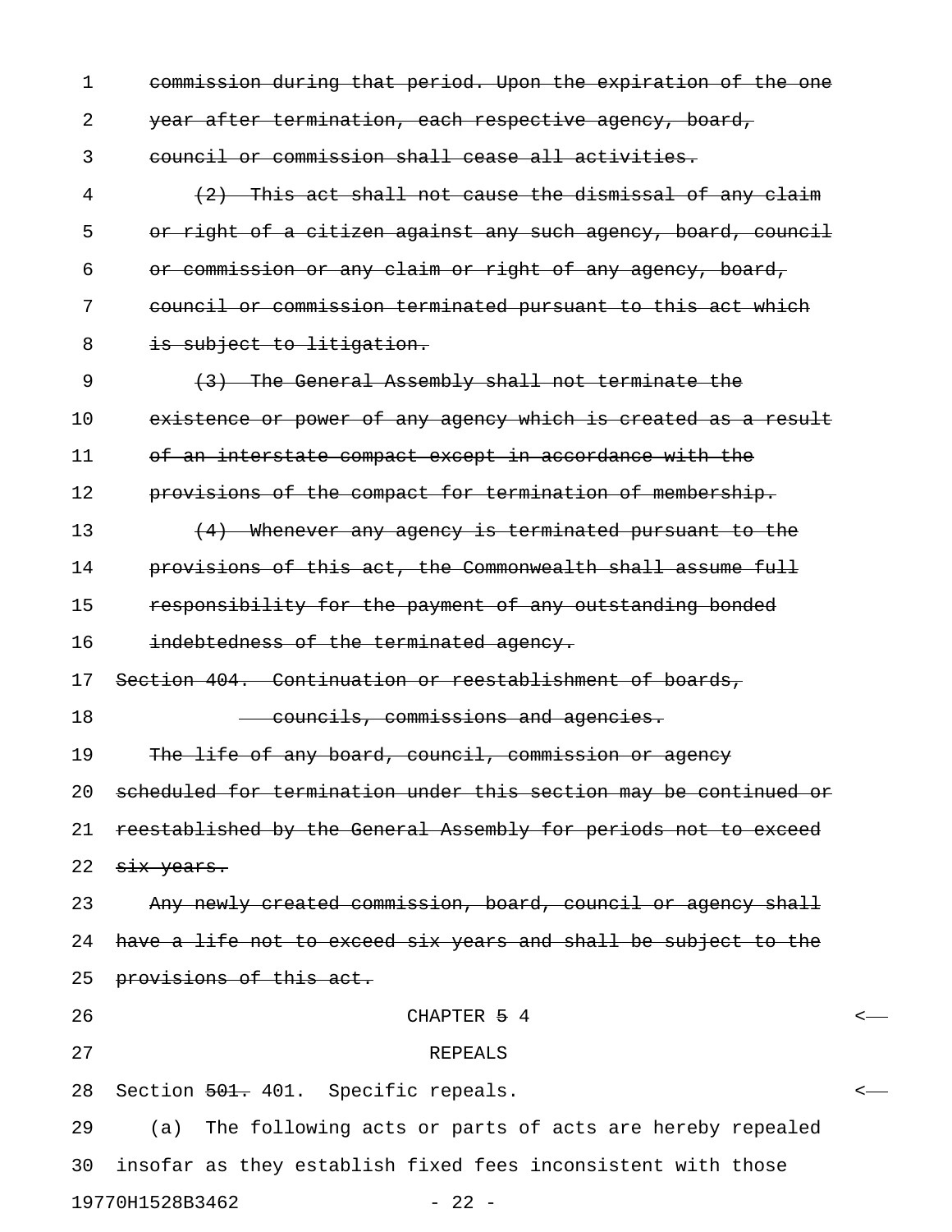~~commission during that period. Upon the expiration of the one year after termination, each respective agency, board, council or commission shall cease all activities.~~

~~(2) This act shall not cause the dismissal of any claim or right of a citizen against any such agency, board, council or commission or any claim or right of any agency, board, council or commission terminated pursuant to this act which is subject to litigation.~~

~~(3) The General Assembly shall not terminate the existence or power of any agency which is created as a result of an interstate compact except in accordance with the provisions of the compact for termination of membership.~~

~~(4) Whenever any agency is terminated pursuant to the provisions of this act, the Commonwealth shall assume full responsibility for the payment of any outstanding bonded indebtedness of the terminated agency.~~

~~Section 404. Continuation or reestablishment of boards, councils, commissions and agencies.~~

~~The life of any board, council, commission or agency scheduled for termination under this section may be continued or reestablished by the General Assembly for periods not to exceed six years.~~

~~Any newly created commission, board, council or agency shall have a life not to exceed six years and shall be subject to the provisions of this act.~~

CHAPTER ~~5~~ 4

REPEALS

Section ~~501.~~ 401. Specific repeals.

(a) The following acts or parts of acts are hereby repealed insofar as they establish fixed fees inconsistent with those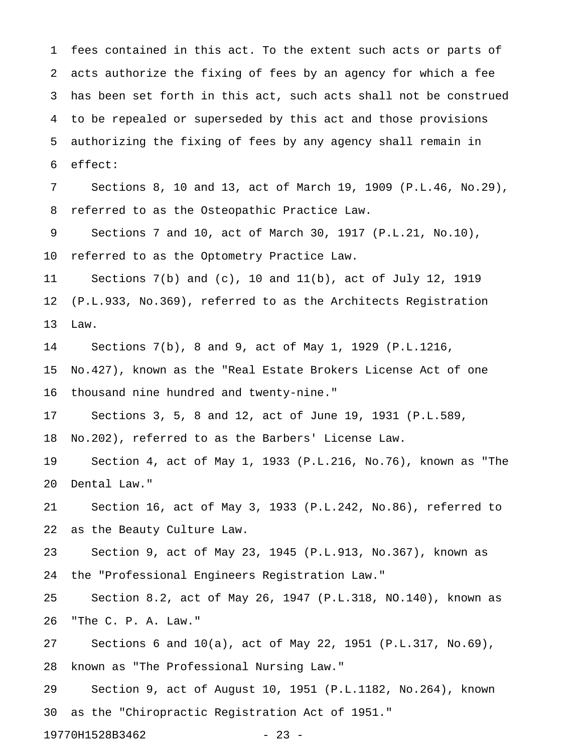fees contained in this act. To the extent such acts or parts of acts authorize the fixing of fees by an agency for which a fee has been set forth in this act, such acts shall not be construed to be repealed or superseded by this act and those provisions authorizing the fixing of fees by any agency shall remain in effect:

Sections 8, 10 and 13, act of March 19, 1909 (P.L.46, No.29), referred to as the Osteopathic Practice Law.

Sections 7 and 10, act of March 30, 1917 (P.L.21, No.10), referred to as the Optometry Practice Law.

Sections 7(b) and (c), 10 and 11(b), act of July 12, 1919 (P.L.933, No.369), referred to as the Architects Registration Law.

Sections 7(b), 8 and 9, act of May 1, 1929 (P.L.1216, No.427), known as the "Real Estate Brokers License Act of one thousand nine hundred and twenty-nine."

Sections 3, 5, 8 and 12, act of June 19, 1931 (P.L.589, No.202), referred to as the Barbers' License Law.

Section 4, act of May 1, 1933 (P.L.216, No.76), known as "The Dental Law."

Section 16, act of May 3, 1933 (P.L.242, No.86), referred to as the Beauty Culture Law.

Section 9, act of May 23, 1945 (P.L.913, No.367), known as the "Professional Engineers Registration Law."

Section 8.2, act of May 26, 1947 (P.L.318, NO.140), known as "The C. P. A. Law."

Sections 6 and 10(a), act of May 22, 1951 (P.L.317, No.69), known as "The Professional Nursing Law."

Section 9, act of August 10, 1951 (P.L.1182, No.264), known as the "Chiropractic Registration Act of 1951."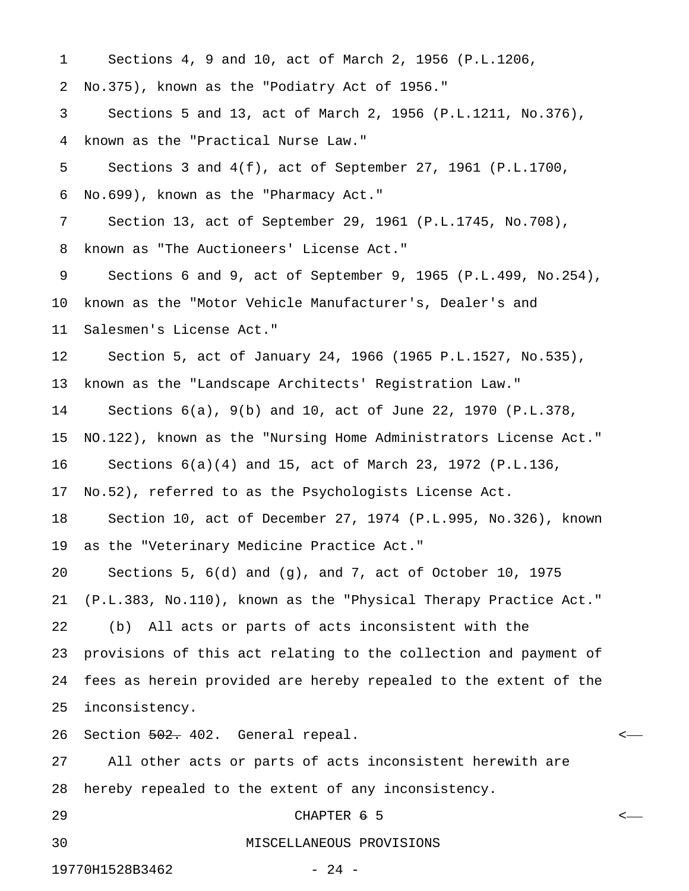Sections 4, 9 and 10, act of March 2, 1956 (P.L.1206, No.375), known as the "Podiatry Act of 1956."

Sections 5 and 13, act of March 2, 1956 (P.L.1211, No.376), known as the "Practical Nurse Law."

Sections 3 and 4(f), act of September 27, 1961 (P.L.1700, No.699), known as the "Pharmacy Act."

Section 13, act of September 29, 1961 (P.L.1745, No.708), known as "The Auctioneers' License Act."

Sections 6 and 9, act of September 9, 1965 (P.L.499, No.254), known as the "Motor Vehicle Manufacturer's, Dealer's and Salesmen's License Act."

Section 5, act of January 24, 1966 (1965 P.L.1527, No.535), known as the "Landscape Architects' Registration Law."

Sections 6(a), 9(b) and 10, act of June 22, 1970 (P.L.378, NO.122), known as the "Nursing Home Administrators License Act."

Sections 6(a)(4) and 15, act of March 23, 1972 (P.L.136, No.52), referred to as the Psychologists License Act.

Section 10, act of December 27, 1974 (P.L.995, No.326), known as the "Veterinary Medicine Practice Act."

Sections 5, 6(d) and (g), and 7, act of October 10, 1975 (P.L.383, No.110), known as the "Physical Therapy Practice Act."

(b) All acts or parts of acts inconsistent with the provisions of this act relating to the collection and payment of fees as herein provided are hereby repealed to the extent of the inconsistency.

Section ~~502.~~ 402. General repeal.

All other acts or parts of acts inconsistent herewith are hereby repealed to the extent of any inconsistency.

CHAPTER ~~6~~ 5

MISCELLANEOUS PROVISIONS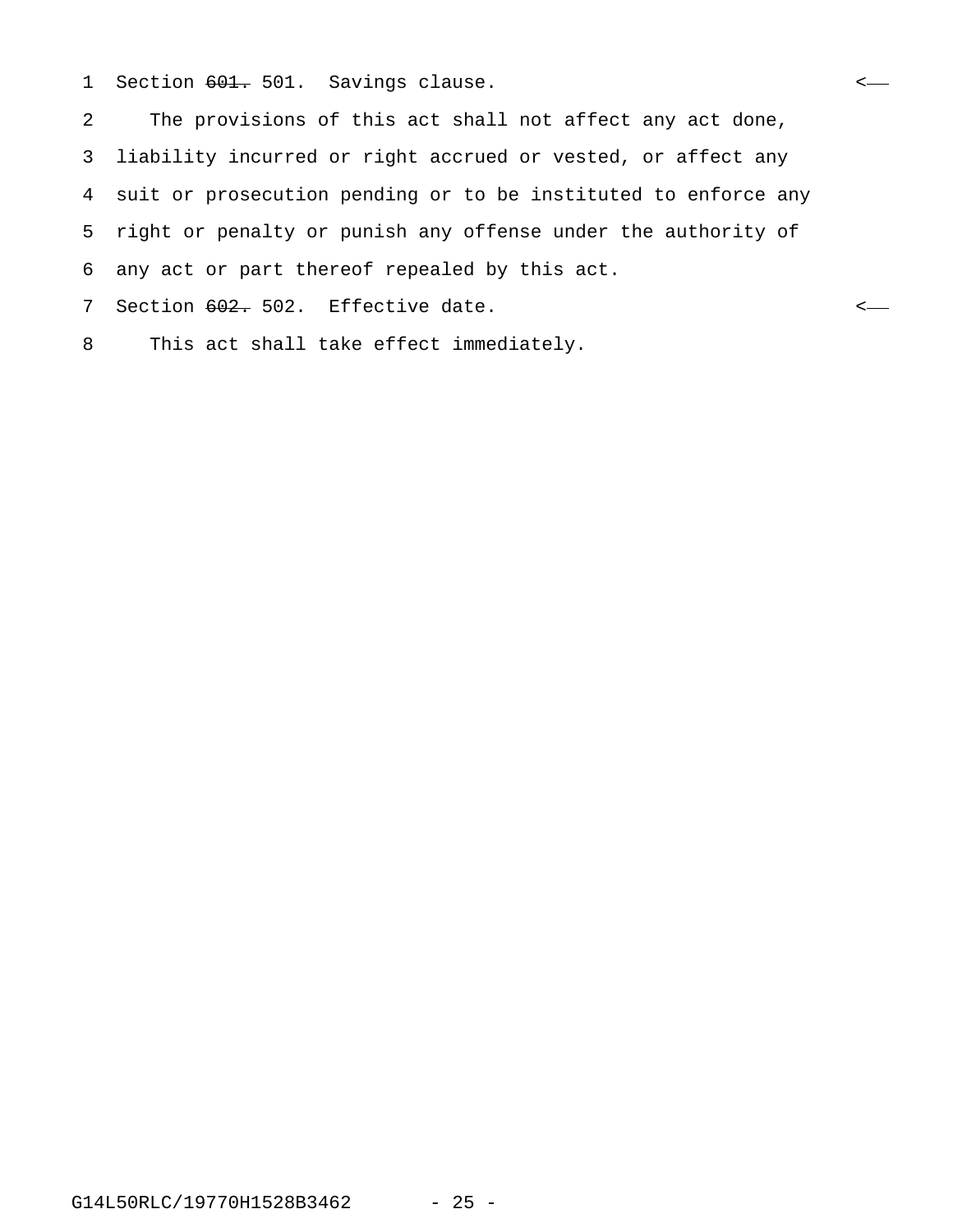Section ~~601.~~ 501. Savings clause.

The provisions of this act shall not affect any act done, liability incurred or right accrued or vested, or affect any suit or prosecution pending or to be instituted to enforce any right or penalty or punish any offense under the authority of any act or part thereof repealed by this act.

Section ~~602.~~ 502. Effective date.

This act shall take effect immediately.